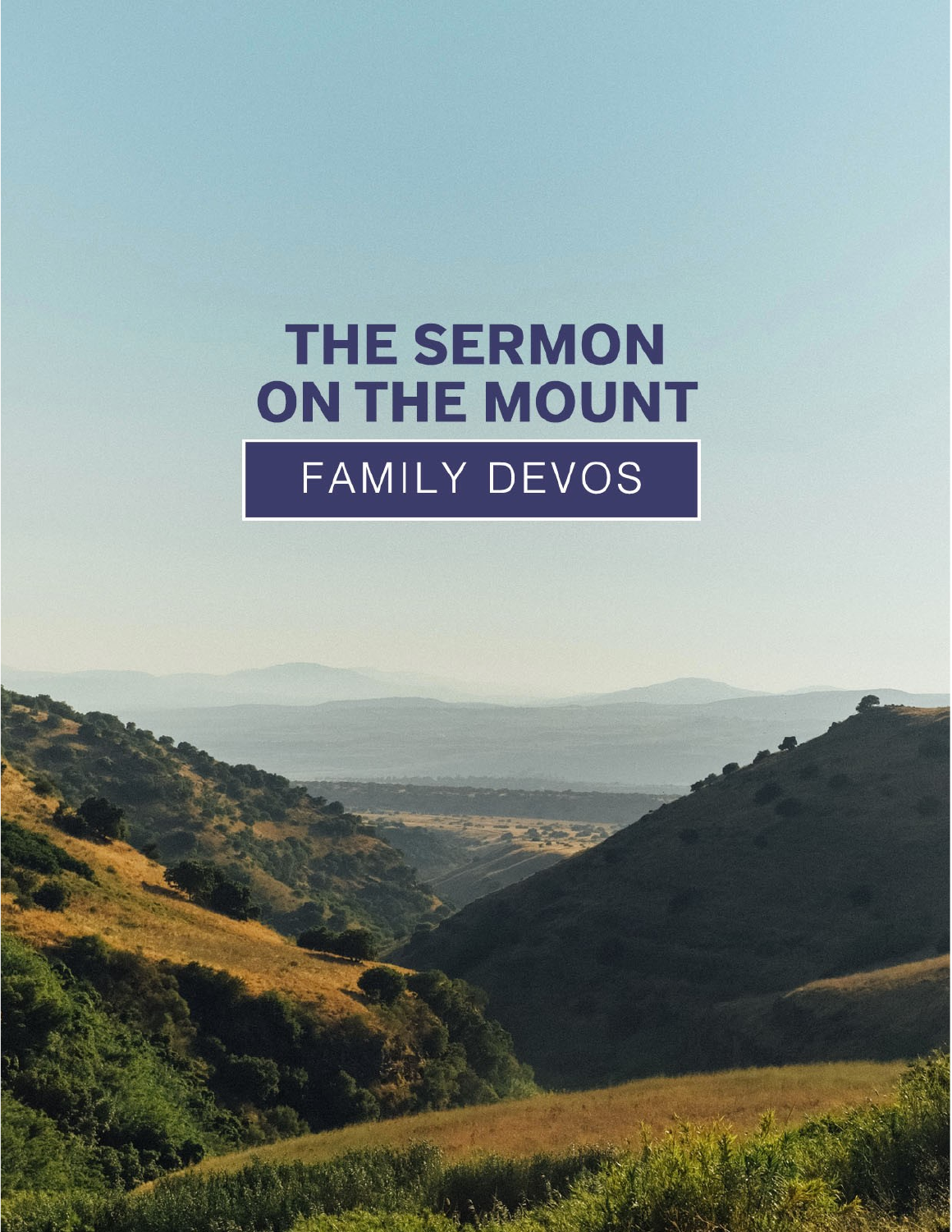# THE SERMON ON THE MOUNT

## FAMILY DEVOS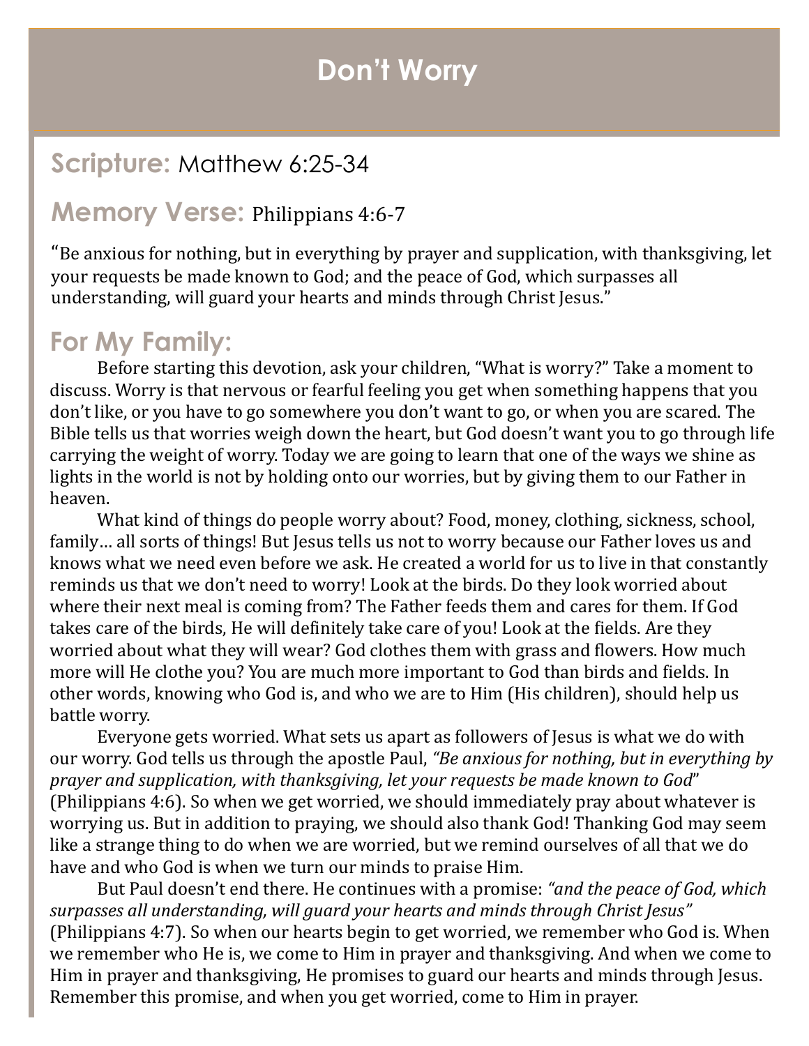# Don't Worry

## Scripture: Matthew 6:25-34

## Memory Verse: Philippians 4:6-7

"Be anxious for nothing, but in everything by prayer and supplication, with thanksgiving, let your requests be made known to God; and the peace of God, which surpasses all understanding, will guard your hearts and minds through Christ Jesus."

## For My Family:

Before starting this devotion, ask your children, "What is worry?" Take a moment to discuss. Worry is that nervous or fearful feeling you get when something happens that you don't like, or you have to go somewhere you don't want to go, or when you are scared. The Bible tells us that worries weigh down the heart, but God doesn't want you to go through life carrying the weight of worry. Today we are going to learn that one of the ways we shine as lights in the world is not by holding onto our worries, but by giving them to our Father in heaven.

What kind of things do people worry about? Food, money, clothing, sickness, school, family… all sorts of things! But Jesus tells us not to worry because our Father loves us and knows what we need even before we ask. He created a world for us to live in that constantly reminds us that we don't need to worry! Look at the birds. Do they look worried about where their next meal is coming from? The Father feeds them and cares for them. If God takes care of the birds, He will definitely take care of you! Look at the fields. Are they worried about what they will wear? God clothes them with grass and flowers. How much more will He clothe you? You are much more important to God than birds and fields. In other words, knowing who God is, and who we are to Him (His children), should help us battle worry.

Everyone gets worried. What sets us apart as followers of Jesus is what we do with our worry. God tells us through the apostle Paul, *"Be anxious for nothing, but in everything by prayer and supplication, with thanksgiving, let your requests be made known to God*" (Philippians 4:6). So when we get worried, we should immediately pray about whatever is worrying us. But in addition to praying, we should also thank God! Thanking God may seem like a strange thing to do when we are worried, but we remind ourselves of all that we do have and who God is when we turn our minds to praise Him.

But Paul doesn't end there. He continues with a promise: *"and the peace of God, which surpasses all understanding, will guard your hearts and minds through Christ Jesus"* (Philippians 4:7). So when our hearts begin to get worried, we remember who God is. When we remember who He is, we come to Him in prayer and thanksgiving. And when we come to Him in prayer and thanksgiving, He promises to guard our hearts and minds through Jesus. Remember this promise, and when you get worried, come to Him in prayer.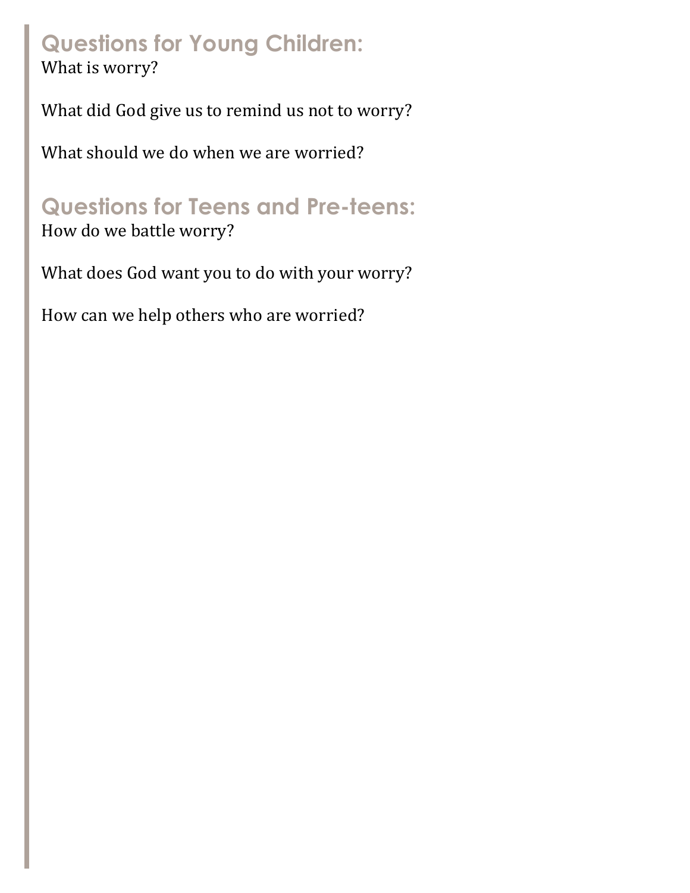## Questions for Young Children:

What is worry?

What did God give us to remind us not to worry?

What should we do when we are worried?

## Questions for Teens and Pre-teens:

How do we battle worry?

What does God want you to do with your worry?

How can we help others who are worried?